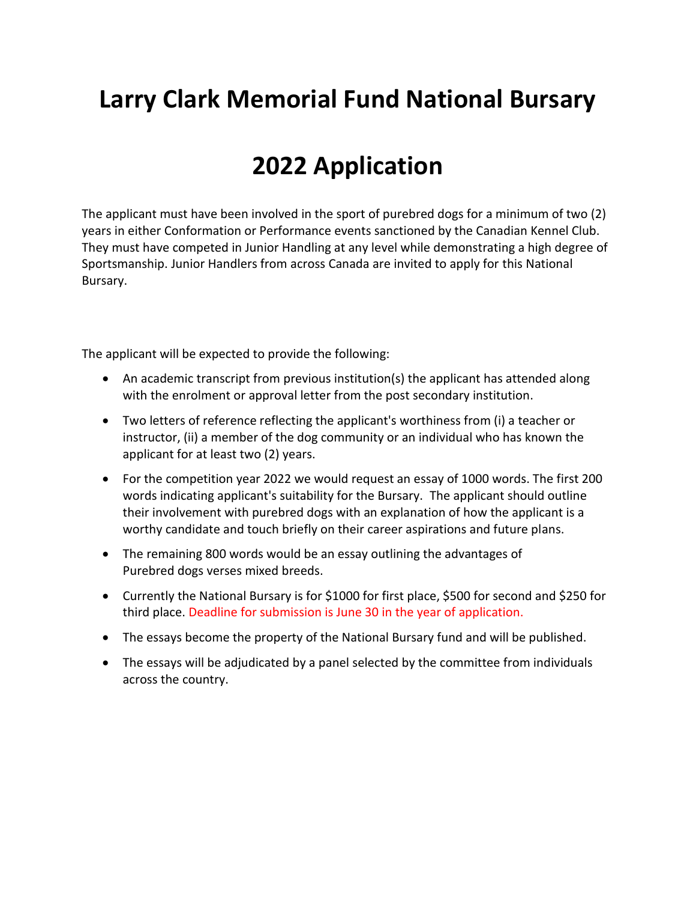# Larry Clark Memorial Fund National Bursary

# 2022 Application

The applicant must have been involved in the sport of purebred dogs for a minimum of two (2) years in either Conformation or Performance events sanctioned by the Canadian Kennel Club. They must have competed in Junior Handling at any level while demonstrating a high degree of Sportsmanship. Junior Handlers from across Canada are invited to apply for this National Bursary.

The applicant will be expected to provide the following:

- An academic transcript from previous institution(s) the applicant has attended along with the enrolment or approval letter from the post secondary institution.
- Two letters of reference reflecting the applicant's worthiness from (i) a teacher or instructor, (ii) a member of the dog community or an individual who has known the applicant for at least two (2) years.
- For the competition year 2022 we would request an essay of 1000 words. The first 200 words indicating applicant's suitability for the Bursary. The applicant should outline their involvement with purebred dogs with an explanation of how the applicant is a worthy candidate and touch briefly on their career aspirations and future plans.
- The remaining 800 words would be an essay outlining the advantages of Purebred dogs verses mixed breeds.
- Currently the National Bursary is for $1000 for first place, $500 for second and $250 for third place. Deadline for submission is June 30 in the year of application.
- The essays become the property of the National Bursary fund and will be published.
- The essays will be adjudicated by a panel selected by the committee from individuals across the country.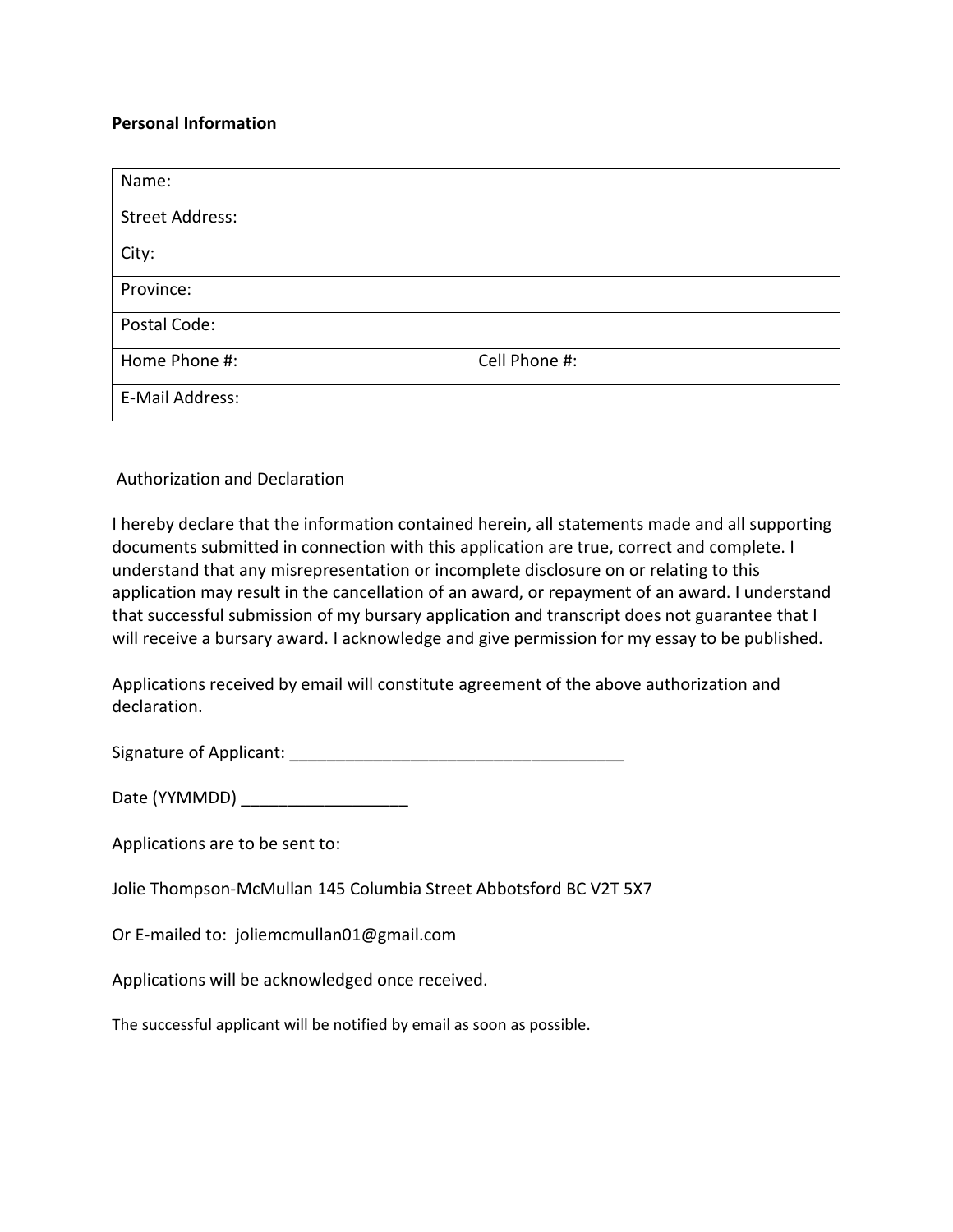**Personal Information**

| | |
|---|---|
| Name: | |
| Street Address: | |
| City: | |
| Province: | |
| Postal Code: | |
| Home Phone #: | Cell Phone #: |
| E-Mail Address: | |

Authorization and Declaration

I hereby declare that the information contained herein, all statements made and all supporting documents submitted in connection with this application are true, correct and complete. I understand that any misrepresentation or incomplete disclosure on or relating to this application may result in the cancellation of an award, or repayment of an award. I understand that successful submission of my bursary application and transcript does not guarantee that I will receive a bursary award. I acknowledge and give permission for my essay to be published.

Applications received by email will constitute agreement of the above authorization and declaration.

Signature of Applicant: ____________________________________

Date (YYMMDD) __________________

Applications are to be sent to:

Jolie Thompson-McMullan 145 Columbia Street Abbotsford BC V2T 5X7

Or E-mailed to: joliemcmullan01@gmail.com

Applications will be acknowledged once received.

The successful applicant will be notified by email as soon as possible.